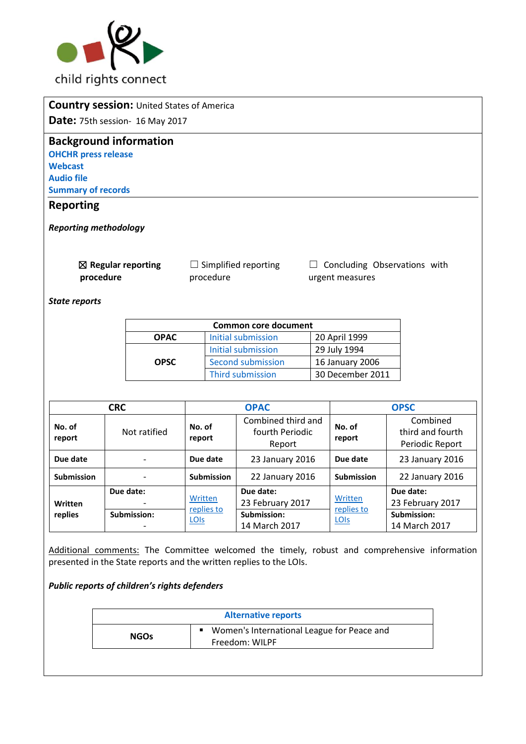child rights connect

**Country session:** United States of America

**Date:** 75th session- 16 May 2017

## Background information

**OHCHR press release**
**Webcast**
**Audio file**
**Summary of records**

## Reporting

***Reporting methodology***

☒ **Regular reporting procedure** ☐ Simplified reporting procedure ☐ Concluding Observations with urgent measures

***State reports***

| Common core document | | |
|---|---|---|
| **OPAC** | Initial submission | 20 April 1999 |
| **OPSC** | Initial submission | 29 July 1994 |
| | Second submission | 16 January 2006 |
| | Third submission | 30 December 2011 |

| CRC | | OPAC | | OPSC | |
|---|---|---|---|---|---|
| **No. of report** | Not ratified | **No. of report** | Combined third and fourth Periodic Report | **No. of report** | Combined third and fourth Periodic Report |
| **Due date** | - | **Due date** | 23 January 2016 | **Due date** | 23 January 2016 |
| **Submission** | - | **Submission** | 22 January 2016 | **Submission** | 22 January 2016 |
| **Written replies** | **Due date:** - **Submission:** - | Written replies to LOIs | **Due date:** 23 February 2017 **Submission:** 14 March 2017 | Written replies to LOIs | **Due date:** 23 February 2017 **Submission:** 14 March 2017 |

Additional comments: The Committee welcomed the timely, robust and comprehensive information presented in the State reports and the written replies to the LOIs.

***Public reports of children's rights defenders***

| Alternative reports | |
|---|---|
| **NGOs** | ▪ Women's International League for Peace and Freedom: WILPF |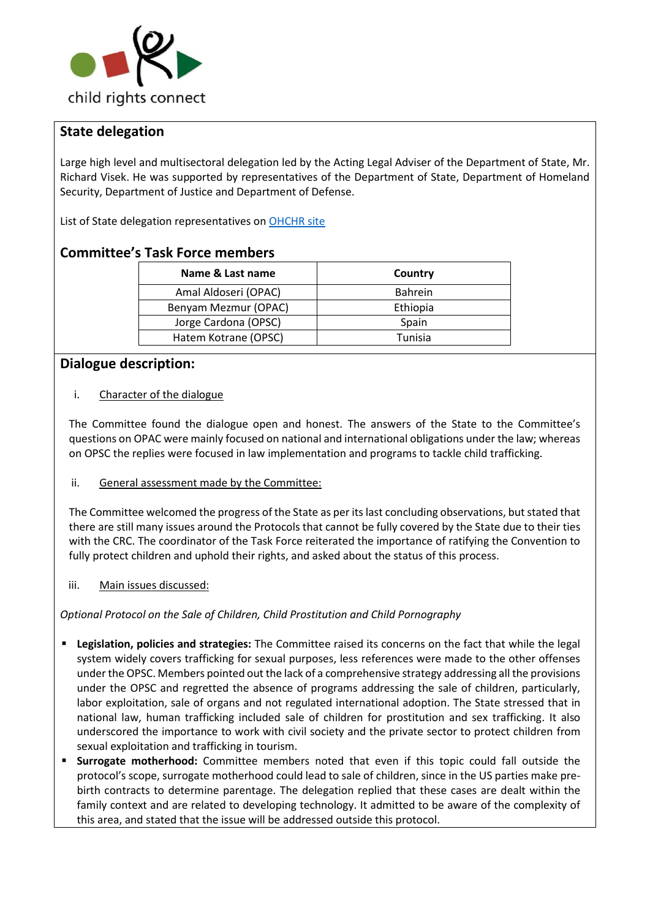## State delegation

Large high level and multisectoral delegation led by the Acting Legal Adviser of the Department of State, Mr. Richard Visek. He was supported by representatives of the Department of State, Department of Homeland Security, Department of Justice and Department of Defense.

List of State delegation representatives on OHCHR site

## Committee's Task Force members

| Name & Last name | Country |
|---|---|
| Amal Aldoseri (OPAC) | Bahrein |
| Benyam Mezmur (OPAC) | Ethiopia |
| Jorge Cardona (OPSC) | Spain |
| Hatem Kotrane (OPSC) | Tunisia |

## Dialogue description:

i. Character of the dialogue

The Committee found the dialogue open and honest. The answers of the State to the Committee's questions on OPAC were mainly focused on national and international obligations under the law; whereas on OPSC the replies were focused in law implementation and programs to tackle child trafficking.

ii. General assessment made by the Committee:

The Committee welcomed the progress of the State as per its last concluding observations, but stated that there are still many issues around the Protocols that cannot be fully covered by the State due to their ties with the CRC. The coordinator of the Task Force reiterated the importance of ratifying the Convention to fully protect children and uphold their rights, and asked about the status of this process.

iii. Main issues discussed:

*Optional Protocol on the Sale of Children, Child Prostitution and Child Pornography*

- **Legislation, policies and strategies:** The Committee raised its concerns on the fact that while the legal system widely covers trafficking for sexual purposes, less references were made to the other offenses under the OPSC. Members pointed out the lack of a comprehensive strategy addressing all the provisions under the OPSC and regretted the absence of programs addressing the sale of children, particularly, labor exploitation, sale of organs and not regulated international adoption. The State stressed that in national law, human trafficking included sale of children for prostitution and sex trafficking. It also underscored the importance to work with civil society and the private sector to protect children from sexual exploitation and trafficking in tourism.
- **Surrogate motherhood:** Committee members noted that even if this topic could fall outside the protocol's scope, surrogate motherhood could lead to sale of children, since in the US parties make pre-birth contracts to determine parentage. The delegation replied that these cases are dealt within the family context and are related to developing technology. It admitted to be aware of the complexity of this area, and stated that the issue will be addressed outside this protocol.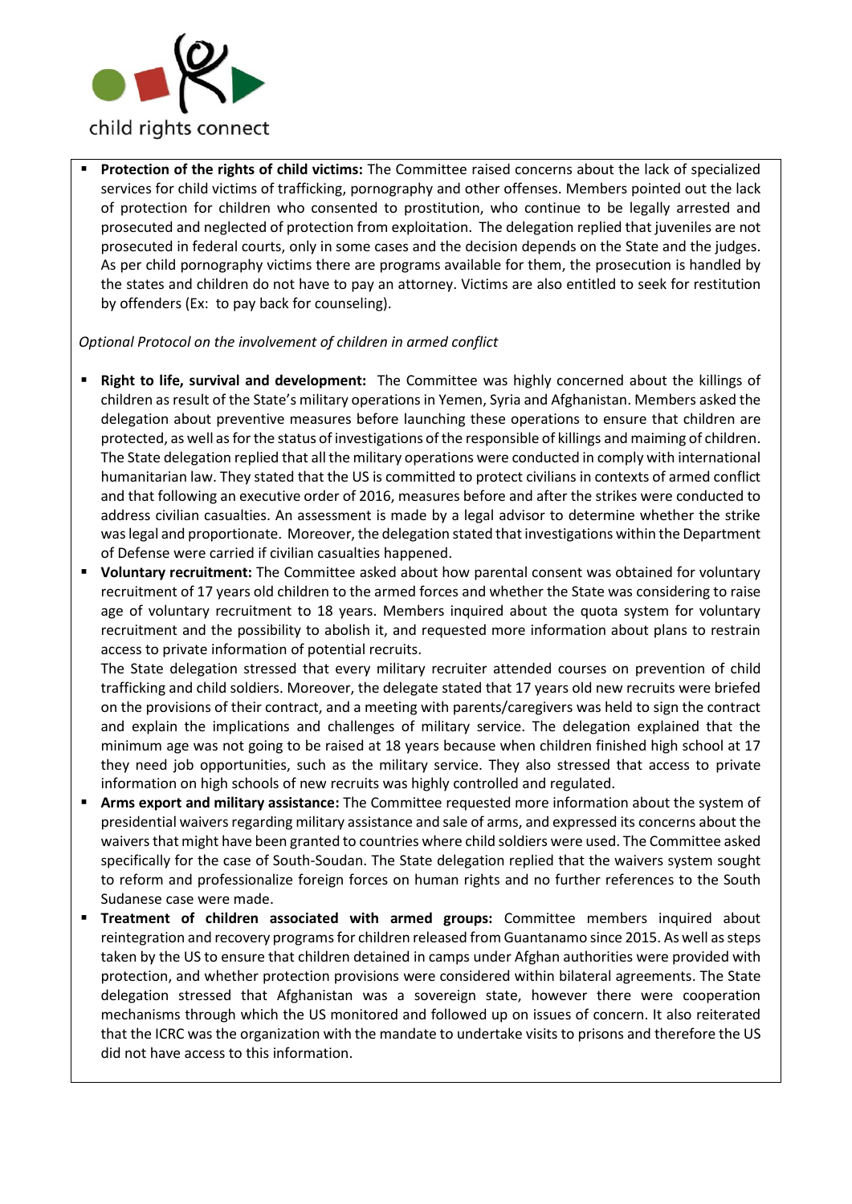- **Protection of the rights of child victims:** The Committee raised concerns about the lack of specialized services for child victims of trafficking, pornography and other offenses. Members pointed out the lack of protection for children who consented to prostitution, who continue to be legally arrested and prosecuted and neglected of protection from exploitation. The delegation replied that juveniles are not prosecuted in federal courts, only in some cases and the decision depends on the State and the judges. As per child pornography victims there are programs available for them, the prosecution is handled by the states and children do not have to pay an attorney. Victims are also entitled to seek for restitution by offenders (Ex: to pay back for counseling).

*Optional Protocol on the involvement of children in armed conflict*

- **Right to life, survival and development:** The Committee was highly concerned about the killings of children as result of the State's military operations in Yemen, Syria and Afghanistan. Members asked the delegation about preventive measures before launching these operations to ensure that children are protected, as well as for the status of investigations of the responsible of killings and maiming of children. The State delegation replied that all the military operations were conducted in comply with international humanitarian law. They stated that the US is committed to protect civilians in contexts of armed conflict and that following an executive order of 2016, measures before and after the strikes were conducted to address civilian casualties. An assessment is made by a legal advisor to determine whether the strike was legal and proportionate. Moreover, the delegation stated that investigations within the Department of Defense were carried if civilian casualties happened.
- **Voluntary recruitment:** The Committee asked about how parental consent was obtained for voluntary recruitment of 17 years old children to the armed forces and whether the State was considering to raise age of voluntary recruitment to 18 years. Members inquired about the quota system for voluntary recruitment and the possibility to abolish it, and requested more information about plans to restrain access to private information of potential recruits.
  The State delegation stressed that every military recruiter attended courses on prevention of child trafficking and child soldiers. Moreover, the delegate stated that 17 years old new recruits were briefed on the provisions of their contract, and a meeting with parents/caregivers was held to sign the contract and explain the implications and challenges of military service. The delegation explained that the minimum age was not going to be raised at 18 years because when children finished high school at 17 they need job opportunities, such as the military service. They also stressed that access to private information on high schools of new recruits was highly controlled and regulated.
- **Arms export and military assistance:** The Committee requested more information about the system of presidential waivers regarding military assistance and sale of arms, and expressed its concerns about the waivers that might have been granted to countries where child soldiers were used. The Committee asked specifically for the case of South-Soudan. The State delegation replied that the waivers system sought to reform and professionalize foreign forces on human rights and no further references to the South Sudanese case were made.
- **Treatment of children associated with armed groups:** Committee members inquired about reintegration and recovery programs for children released from Guantanamo since 2015. As well as steps taken by the US to ensure that children detained in camps under Afghan authorities were provided with protection, and whether protection provisions were considered within bilateral agreements. The State delegation stressed that Afghanistan was a sovereign state, however there were cooperation mechanisms through which the US monitored and followed up on issues of concern. It also reiterated that the ICRC was the organization with the mandate to undertake visits to prisons and therefore the US did not have access to this information.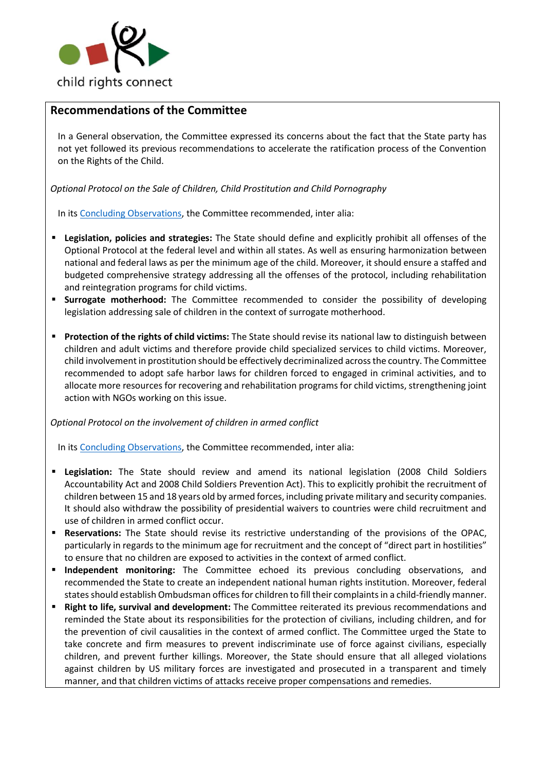## Recommendations of the Committee

In a General observation, the Committee expressed its concerns about the fact that the State party has not yet followed its previous recommendations to accelerate the ratification process of the Convention on the Rights of the Child.

*Optional Protocol on the Sale of Children, Child Prostitution and Child Pornography*

In its Concluding Observations, the Committee recommended, inter alia:

- **Legislation, policies and strategies:** The State should define and explicitly prohibit all offenses of the Optional Protocol at the federal level and within all states. As well as ensuring harmonization between national and federal laws as per the minimum age of the child. Moreover, it should ensure a staffed and budgeted comprehensive strategy addressing all the offenses of the protocol, including rehabilitation and reintegration programs for child victims.
- **Surrogate motherhood:** The Committee recommended to consider the possibility of developing legislation addressing sale of children in the context of surrogate motherhood.
- **Protection of the rights of child victims:** The State should revise its national law to distinguish between children and adult victims and therefore provide child specialized services to child victims. Moreover, child involvement in prostitution should be effectively decriminalized across the country. The Committee recommended to adopt safe harbor laws for children forced to engaged in criminal activities, and to allocate more resources for recovering and rehabilitation programs for child victims, strengthening joint action with NGOs working on this issue.

*Optional Protocol on the involvement of children in armed conflict*

In its Concluding Observations, the Committee recommended, inter alia:

- **Legislation:** The State should review and amend its national legislation (2008 Child Soldiers Accountability Act and 2008 Child Soldiers Prevention Act). This to explicitly prohibit the recruitment of children between 15 and 18 years old by armed forces, including private military and security companies. It should also withdraw the possibility of presidential waivers to countries were child recruitment and use of children in armed conflict occur.
- **Reservations:** The State should revise its restrictive understanding of the provisions of the OPAC, particularly in regards to the minimum age for recruitment and the concept of "direct part in hostilities" to ensure that no children are exposed to activities in the context of armed conflict.
- **Independent monitoring:** The Committee echoed its previous concluding observations, and recommended the State to create an independent national human rights institution. Moreover, federal states should establish Ombudsman offices for children to fill their complaints in a child-friendly manner.
- **Right to life, survival and development:** The Committee reiterated its previous recommendations and reminded the State about its responsibilities for the protection of civilians, including children, and for the prevention of civil causalities in the context of armed conflict. The Committee urged the State to take concrete and firm measures to prevent indiscriminate use of force against civilians, especially children, and prevent further killings. Moreover, the State should ensure that all alleged violations against children by US military forces are investigated and prosecuted in a transparent and timely manner, and that children victims of attacks receive proper compensations and remedies.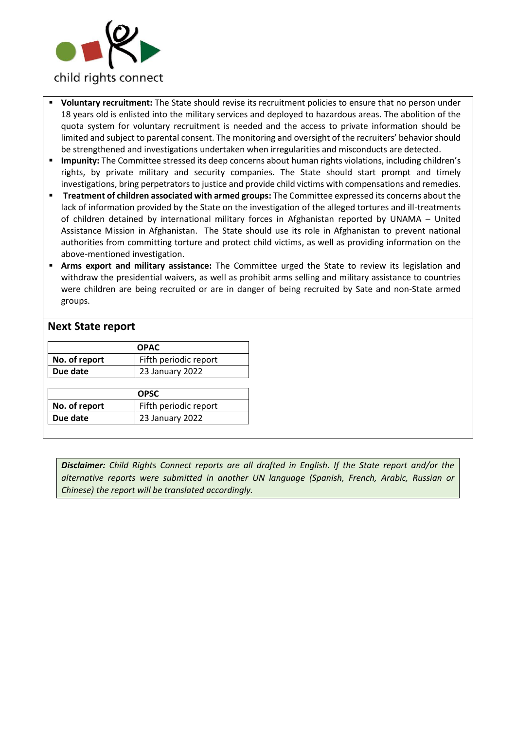- **Voluntary recruitment:** The State should revise its recruitment policies to ensure that no person under 18 years old is enlisted into the military services and deployed to hazardous areas. The abolition of the quota system for voluntary recruitment is needed and the access to private information should be limited and subject to parental consent. The monitoring and oversight of the recruiters' behavior should be strengthened and investigations undertaken when irregularities and misconducts are detected.
- **Impunity:** The Committee stressed its deep concerns about human rights violations, including children's rights, by private military and security companies. The State should start prompt and timely investigations, bring perpetrators to justice and provide child victims with compensations and remedies.
- **Treatment of children associated with armed groups:** The Committee expressed its concerns about the lack of information provided by the State on the investigation of the alleged tortures and ill-treatments of children detained by international military forces in Afghanistan reported by UNAMA – United Assistance Mission in Afghanistan. The State should use its role in Afghanistan to prevent national authorities from committing torture and protect child victims, as well as providing information on the above-mentioned investigation.
- **Arms export and military assistance:** The Committee urged the State to review its legislation and withdraw the presidential waivers, as well as prohibit arms selling and military assistance to countries were children are being recruited or are in danger of being recruited by Sate and non-State armed groups.

## Next State report

| OPAC | |
|---|---|
| **No. of report** | Fifth periodic report |
| **Due date** | 23 January 2022 |

| OPSC | |
|---|---|
| **No. of report** | Fifth periodic report |
| **Due date** | 23 January 2022 |

***Disclaimer:*** *Child Rights Connect reports are all drafted in English. If the State report and/or the alternative reports were submitted in another UN language (Spanish, French, Arabic, Russian or Chinese) the report will be translated accordingly.*